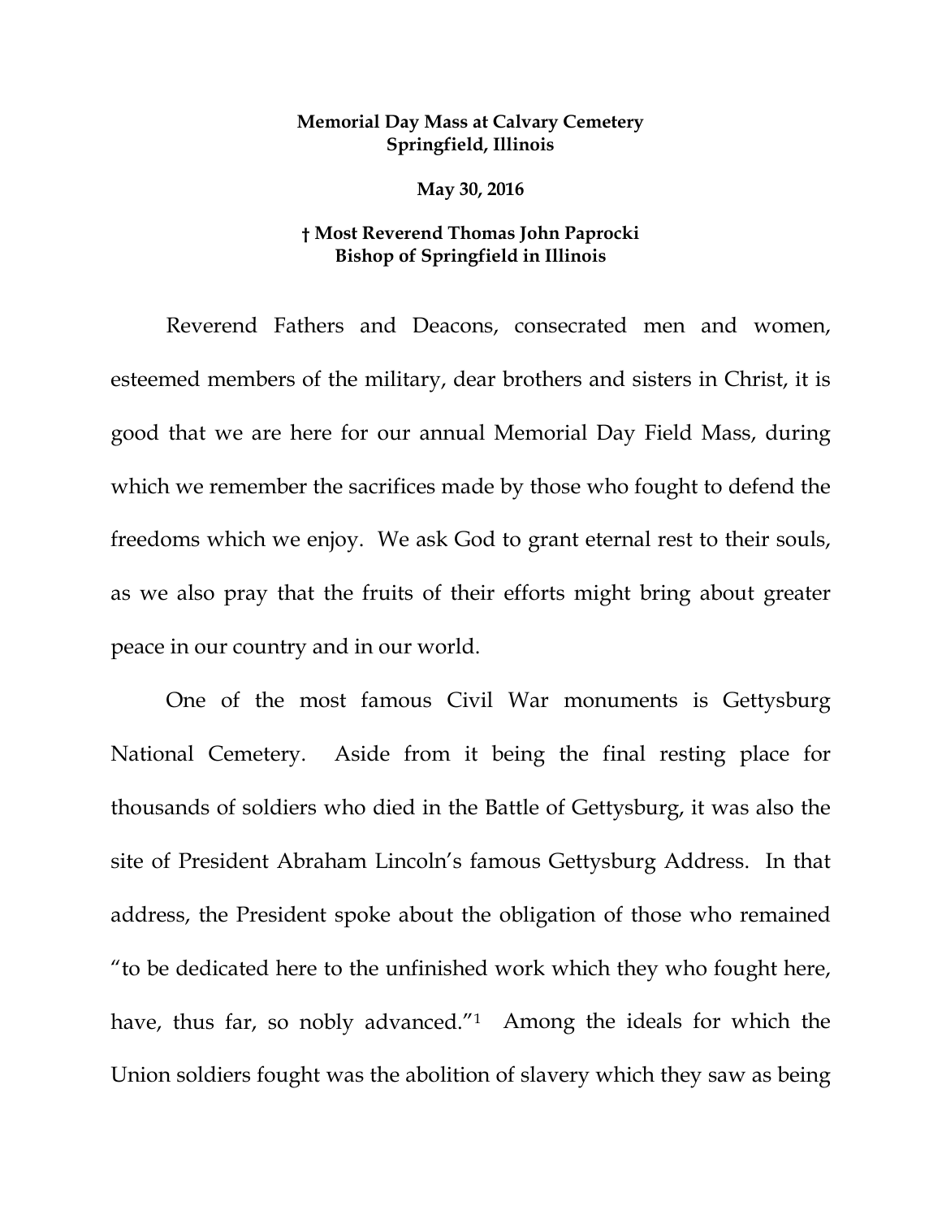**Memorial Day Mass at Calvary Cemetery**
**Springfield, Illinois**

**May 30, 2016**

**† Most Reverend Thomas John Paprocki**
**Bishop of Springfield in Illinois**

Reverend Fathers and Deacons, consecrated men and women, esteemed members of the military, dear brothers and sisters in Christ, it is good that we are here for our annual Memorial Day Field Mass, during which we remember the sacrifices made by those who fought to defend the freedoms which we enjoy. We ask God to grant eternal rest to their souls, as we also pray that the fruits of their efforts might bring about greater peace in our country and in our world.

One of the most famous Civil War monuments is Gettysburg National Cemetery. Aside from it being the final resting place for thousands of soldiers who died in the Battle of Gettysburg, it was also the site of President Abraham Lincoln's famous Gettysburg Address. In that address, the President spoke about the obligation of those who remained "to be dedicated here to the unfinished work which they who fought here, have, thus far, so nobly advanced."[1] Among the ideals for which the Union soldiers fought was the abolition of slavery which they saw as being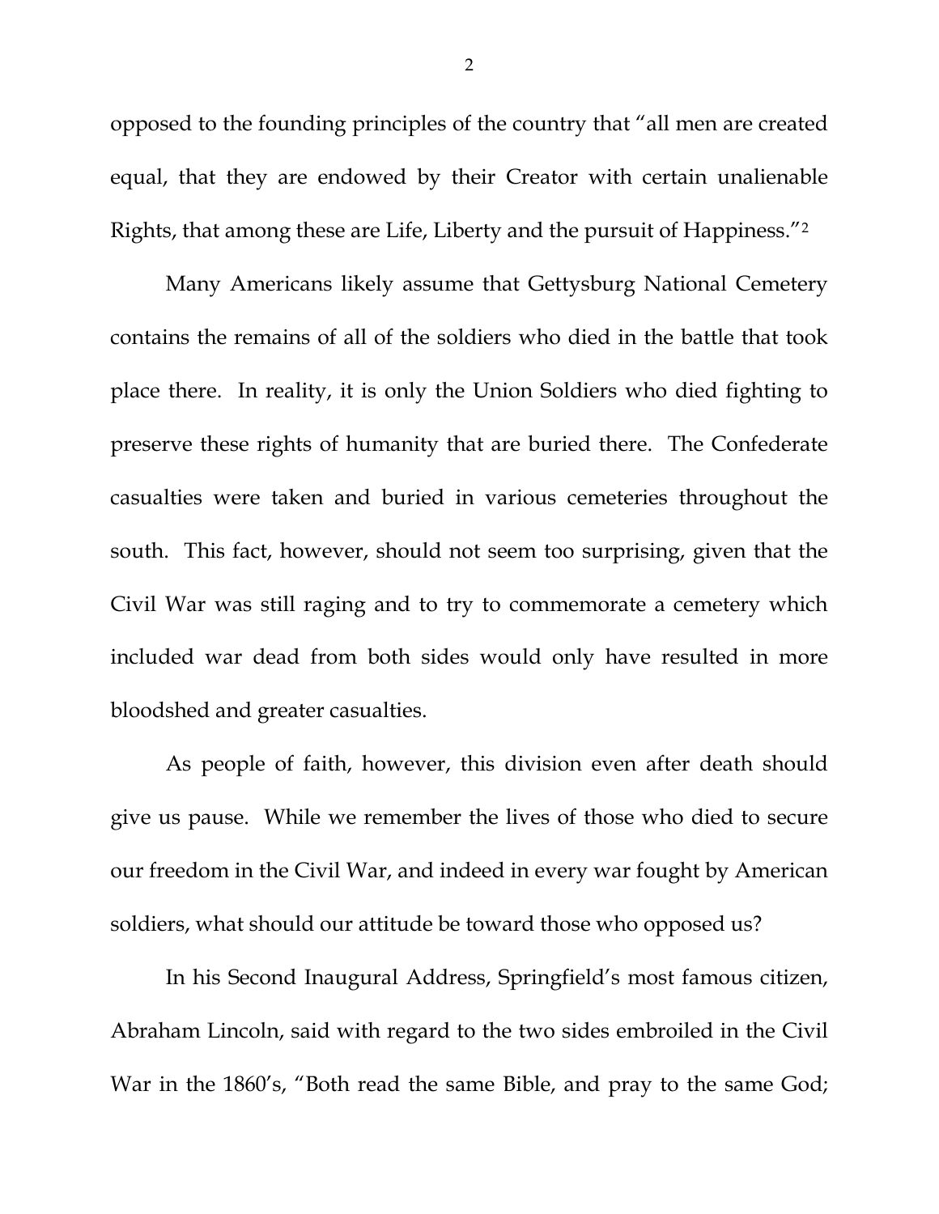opposed to the founding principles of the country that "all men are created equal, that they are endowed by their Creator with certain unalienable Rights, that among these are Life, Liberty and the pursuit of Happiness."[2]

Many Americans likely assume that Gettysburg National Cemetery contains the remains of all of the soldiers who died in the battle that took place there. In reality, it is only the Union Soldiers who died fighting to preserve these rights of humanity that are buried there. The Confederate casualties were taken and buried in various cemeteries throughout the south. This fact, however, should not seem too surprising, given that the Civil War was still raging and to try to commemorate a cemetery which included war dead from both sides would only have resulted in more bloodshed and greater casualties.

As people of faith, however, this division even after death should give us pause. While we remember the lives of those who died to secure our freedom in the Civil War, and indeed in every war fought by American soldiers, what should our attitude be toward those who opposed us?

In his Second Inaugural Address, Springfield's most famous citizen, Abraham Lincoln, said with regard to the two sides embroiled in the Civil War in the 1860's, "Both read the same Bible, and pray to the same God;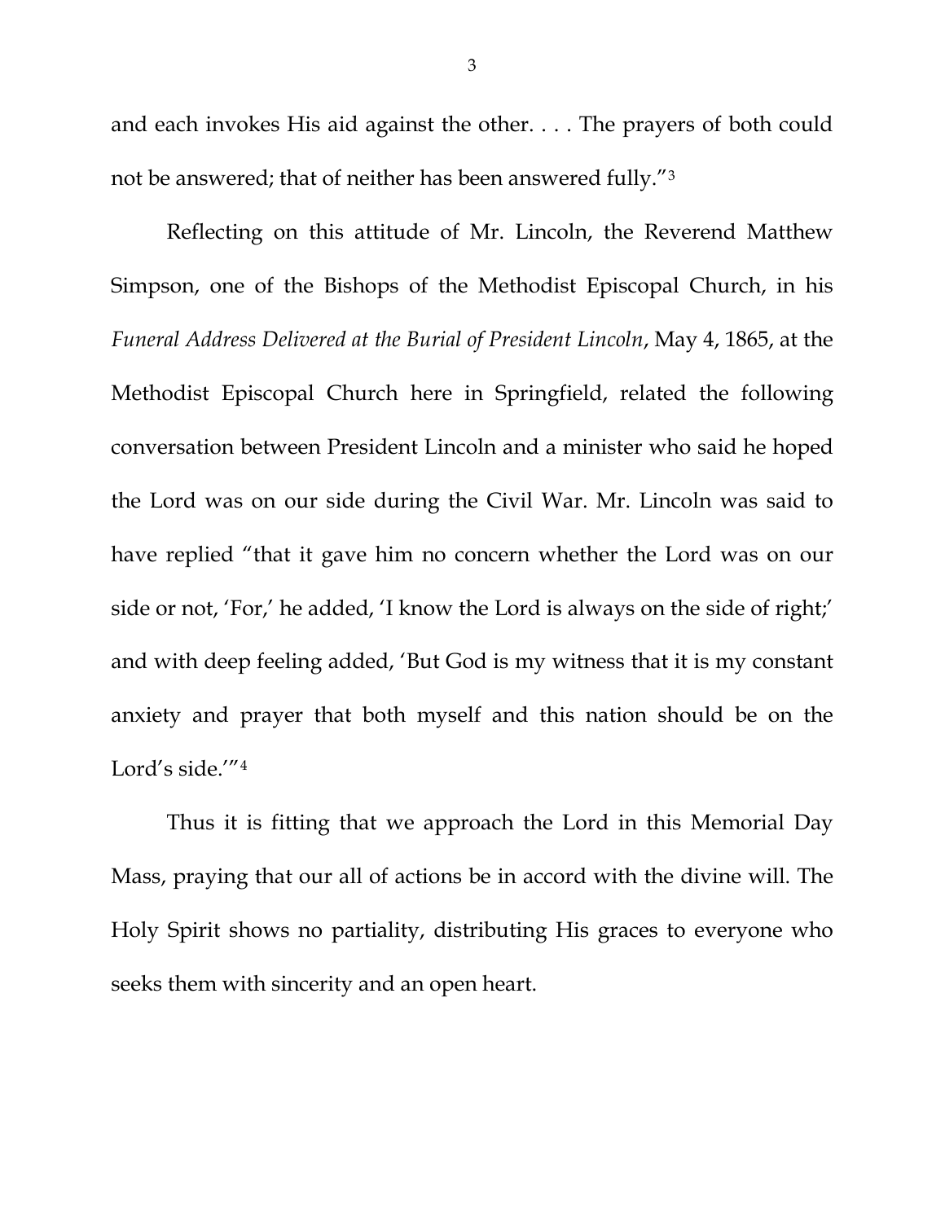and each invokes His aid against the other. . . . The prayers of both could not be answered; that of neither has been answered fully."[3]

Reflecting on this attitude of Mr. Lincoln, the Reverend Matthew Simpson, one of the Bishops of the Methodist Episcopal Church, in his *Funeral Address Delivered at the Burial of President Lincoln*, May 4, 1865, at the Methodist Episcopal Church here in Springfield, related the following conversation between President Lincoln and a minister who said he hoped the Lord was on our side during the Civil War. Mr. Lincoln was said to have replied "that it gave him no concern whether the Lord was on our side or not, 'For,' he added, 'I know the Lord is always on the side of right;' and with deep feeling added, 'But God is my witness that it is my constant anxiety and prayer that both myself and this nation should be on the Lord's side.'"[4]

Thus it is fitting that we approach the Lord in this Memorial Day Mass, praying that our all of actions be in accord with the divine will. The Holy Spirit shows no partiality, distributing His graces to everyone who seeks them with sincerity and an open heart.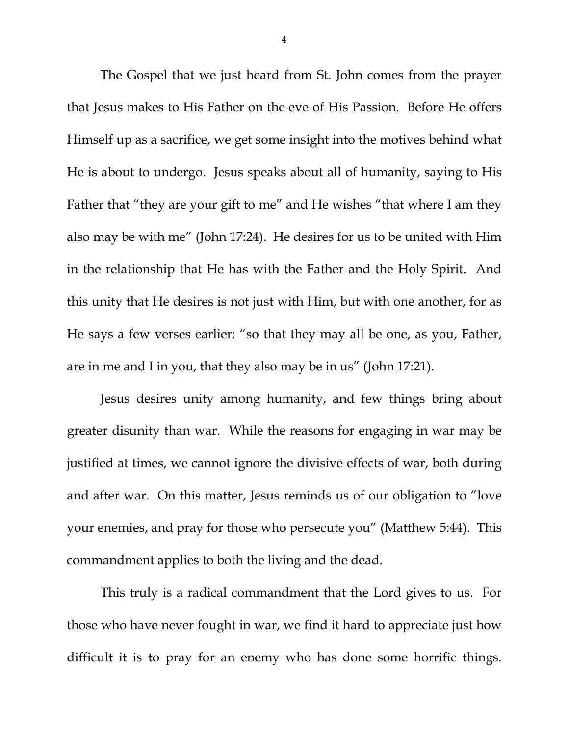The Gospel that we just heard from St. John comes from the prayer that Jesus makes to His Father on the eve of His Passion. Before He offers Himself up as a sacrifice, we get some insight into the motives behind what He is about to undergo. Jesus speaks about all of humanity, saying to His Father that "they are your gift to me" and He wishes "that where I am they also may be with me" (John 17:24). He desires for us to be united with Him in the relationship that He has with the Father and the Holy Spirit. And this unity that He desires is not just with Him, but with one another, for as He says a few verses earlier: "so that they may all be one, as you, Father, are in me and I in you, that they also may be in us" (John 17:21).

Jesus desires unity among humanity, and few things bring about greater disunity than war. While the reasons for engaging in war may be justified at times, we cannot ignore the divisive effects of war, both during and after war. On this matter, Jesus reminds us of our obligation to "love your enemies, and pray for those who persecute you" (Matthew 5:44). This commandment applies to both the living and the dead.

This truly is a radical commandment that the Lord gives to us. For those who have never fought in war, we find it hard to appreciate just how difficult it is to pray for an enemy who has done some horrific things.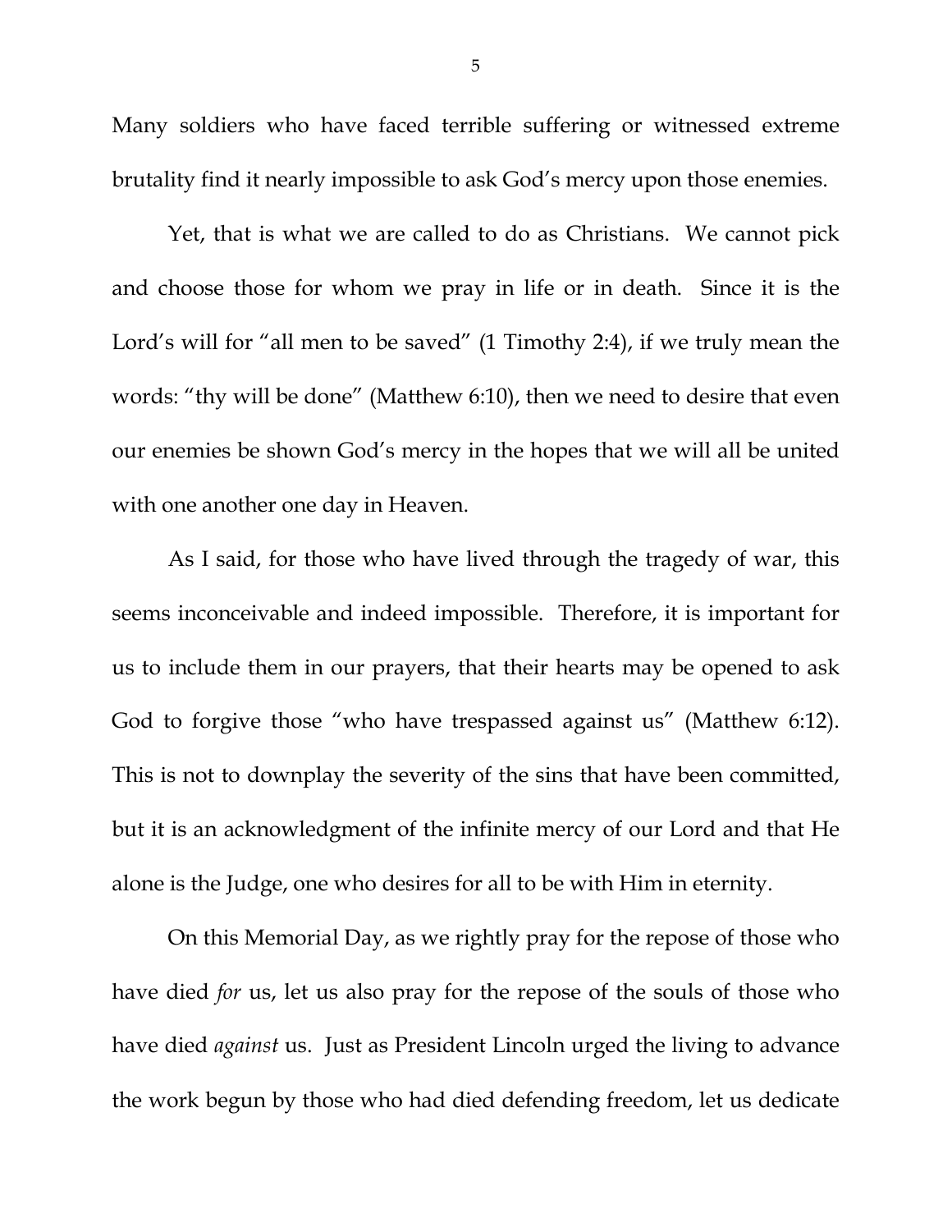Many soldiers who have faced terrible suffering or witnessed extreme brutality find it nearly impossible to ask God's mercy upon those enemies.

Yet, that is what we are called to do as Christians. We cannot pick and choose those for whom we pray in life or in death. Since it is the Lord's will for "all men to be saved" (1 Timothy 2:4), if we truly mean the words: "thy will be done" (Matthew 6:10), then we need to desire that even our enemies be shown God's mercy in the hopes that we will all be united with one another one day in Heaven.

As I said, for those who have lived through the tragedy of war, this seems inconceivable and indeed impossible. Therefore, it is important for us to include them in our prayers, that their hearts may be opened to ask God to forgive those "who have trespassed against us" (Matthew 6:12). This is not to downplay the severity of the sins that have been committed, but it is an acknowledgment of the infinite mercy of our Lord and that He alone is the Judge, one who desires for all to be with Him in eternity.

On this Memorial Day, as we rightly pray for the repose of those who have died *for* us, let us also pray for the repose of the souls of those who have died *against* us. Just as President Lincoln urged the living to advance the work begun by those who had died defending freedom, let us dedicate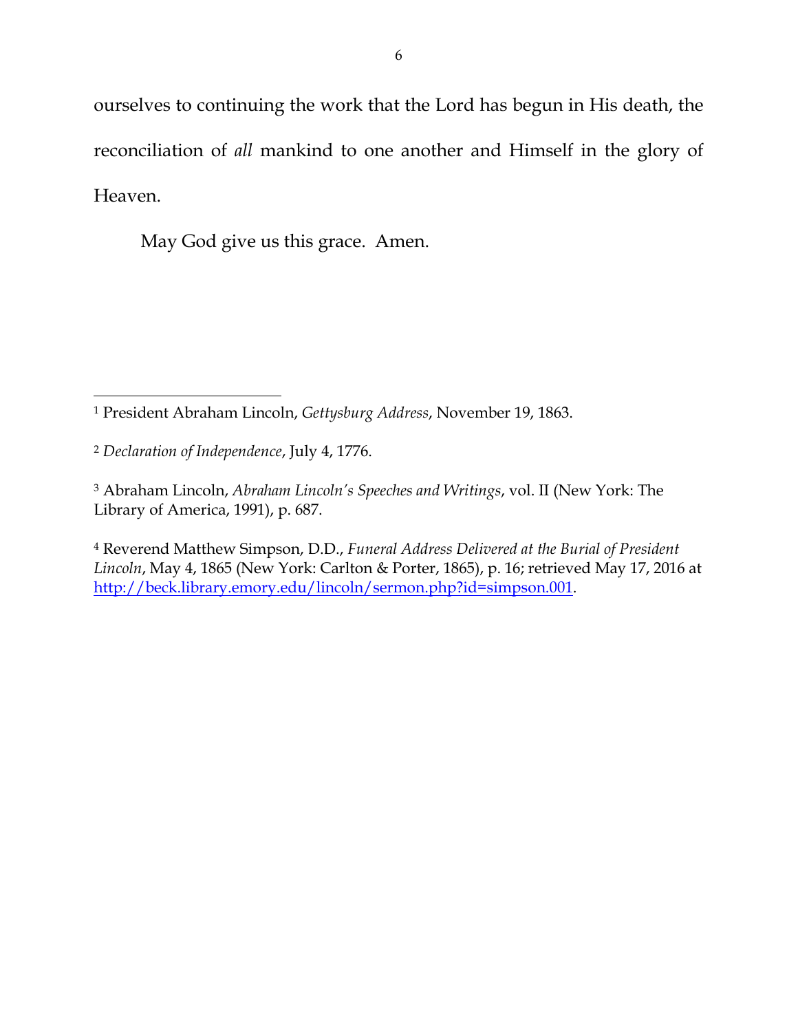ourselves to continuing the work that the Lord has begun in His death, the reconciliation of *all* mankind to one another and Himself in the glory of Heaven.

May God give us this grace. Amen.

---

[1] President Abraham Lincoln, *Gettysburg Address*, November 19, 1863.

[2] *Declaration of Independence*, July 4, 1776.

[3] Abraham Lincoln, *Abraham Lincoln's Speeches and Writings*, vol. II (New York: The Library of America, 1991), p. 687.

[4] Reverend Matthew Simpson, D.D., *Funeral Address Delivered at the Burial of President Lincoln*, May 4, 1865 (New York: Carlton & Porter, 1865), p. 16; retrieved May 17, 2016 at http://beck.library.emory.edu/lincoln/sermon.php?id=simpson.001.